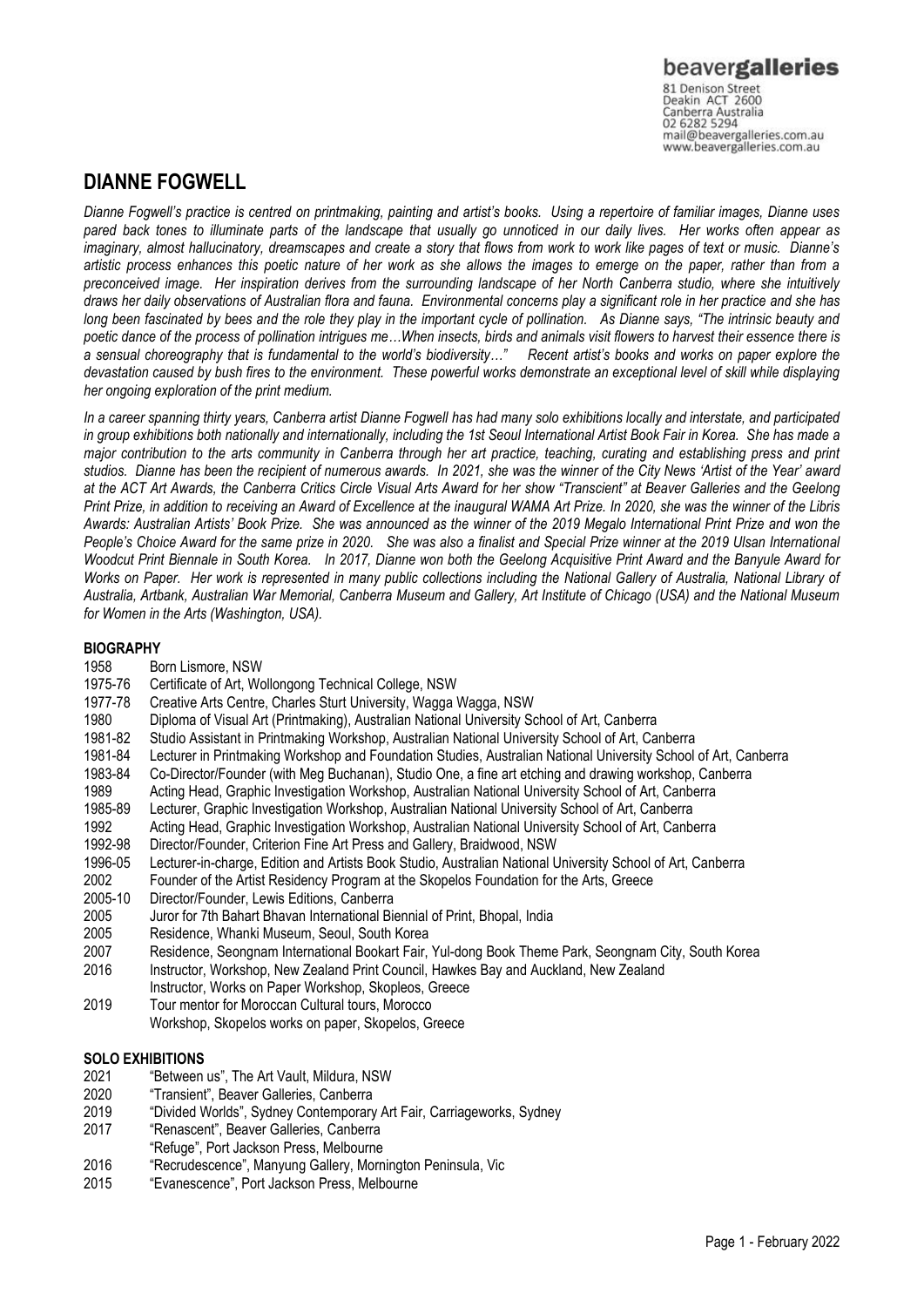beavergalleries
81 Denison Street
Deakin ACT 2600
Canberra Australia
02 6282 5294
mail@beavergalleries.com.au
www.beavergalleries.com.au

# DIANNE FOGWELL

*Dianne Fogwell's practice is centred on printmaking, painting and artist's books. Using a repertoire of familiar images, Dianne uses pared back tones to illuminate parts of the landscape that usually go unnoticed in our daily lives. Her works often appear as imaginary, almost hallucinatory, dreamscapes and create a story that flows from work to work like pages of text or music. Dianne's artistic process enhances this poetic nature of her work as she allows the images to emerge on the paper, rather than from a preconceived image. Her inspiration derives from the surrounding landscape of her North Canberra studio, where she intuitively draws her daily observations of Australian flora and fauna. Environmental concerns play a significant role in her practice and she has long been fascinated by bees and the role they play in the important cycle of pollination. As Dianne says, "The intrinsic beauty and poetic dance of the process of pollination intrigues me…When insects, birds and animals visit flowers to harvest their essence there is a sensual choreography that is fundamental to the world's biodiversity…" Recent artist's books and works on paper explore the devastation caused by bush fires to the environment. These powerful works demonstrate an exceptional level of skill while displaying her ongoing exploration of the print medium.*

*In a career spanning thirty years, Canberra artist Dianne Fogwell has had many solo exhibitions locally and interstate, and participated in group exhibitions both nationally and internationally, including the 1st Seoul International Artist Book Fair in Korea. She has made a major contribution to the arts community in Canberra through her art practice, teaching, curating and establishing press and print studios. Dianne has been the recipient of numerous awards. In 2021, she was the winner of the City News 'Artist of the Year' award at the ACT Art Awards, the Canberra Critics Circle Visual Arts Award for her show "Transcient" at Beaver Galleries and the Geelong Print Prize, in addition to receiving an Award of Excellence at the inaugural WAMA Art Prize. In 2020, she was the winner of the Libris Awards: Australian Artists' Book Prize. She was announced as the winner of the 2019 Megalo International Print Prize and won the People's Choice Award for the same prize in 2020. She was also a finalist and Special Prize winner at the 2019 Ulsan International Woodcut Print Biennale in South Korea. In 2017, Dianne won both the Geelong Acquisitive Print Award and the Banyule Award for Works on Paper. Her work is represented in many public collections including the National Gallery of Australia, National Library of Australia, Artbank, Australian War Memorial, Canberra Museum and Gallery, Art Institute of Chicago (USA) and the National Museum for Women in the Arts (Washington, USA).*

## BIOGRAPHY

1958 Born Lismore, NSW
1975-76 Certificate of Art, Wollongong Technical College, NSW
1977-78 Creative Arts Centre, Charles Sturt University, Wagga Wagga, NSW
1980 Diploma of Visual Art (Printmaking), Australian National University School of Art, Canberra
1981-82 Studio Assistant in Printmaking Workshop, Australian National University School of Art, Canberra
1981-84 Lecturer in Printmaking Workshop and Foundation Studies, Australian National University School of Art, Canberra
1983-84 Co-Director/Founder (with Meg Buchanan), Studio One, a fine art etching and drawing workshop, Canberra
1989 Acting Head, Graphic Investigation Workshop, Australian National University School of Art, Canberra
1985-89 Lecturer, Graphic Investigation Workshop, Australian National University School of Art, Canberra
1992 Acting Head, Graphic Investigation Workshop, Australian National University School of Art, Canberra
1992-98 Director/Founder, Criterion Fine Art Press and Gallery, Braidwood, NSW
1996-05 Lecturer-in-charge, Edition and Artists Book Studio, Australian National University School of Art, Canberra
2002 Founder of the Artist Residency Program at the Skopelos Foundation for the Arts, Greece
2005-10 Director/Founder, Lewis Editions, Canberra
2005 Juror for 7th Bahart Bhavan International Biennial of Print, Bhopal, India
2005 Residence, Whanki Museum, Seoul, South Korea
2007 Residence, Seongnam International Bookart Fair, Yul-dong Book Theme Park, Seongnam City, South Korea
2016 Instructor, Workshop, New Zealand Print Council, Hawkes Bay and Auckland, New Zealand
Instructor, Works on Paper Workshop, Skopleos, Greece
2019 Tour mentor for Moroccan Cultural tours, Morocco
Workshop, Skopelos works on paper, Skopelos, Greece

## SOLO EXHIBITIONS

2021 "Between us", The Art Vault, Mildura, NSW
2020 "Transient", Beaver Galleries, Canberra
2019 "Divided Worlds", Sydney Contemporary Art Fair, Carriageworks, Sydney
2017 "Renascent", Beaver Galleries, Canberra
"Refuge", Port Jackson Press, Melbourne
2016 "Recrudescence", Manyung Gallery, Mornington Peninsula, Vic
2015 "Evanescence", Port Jackson Press, Melbourne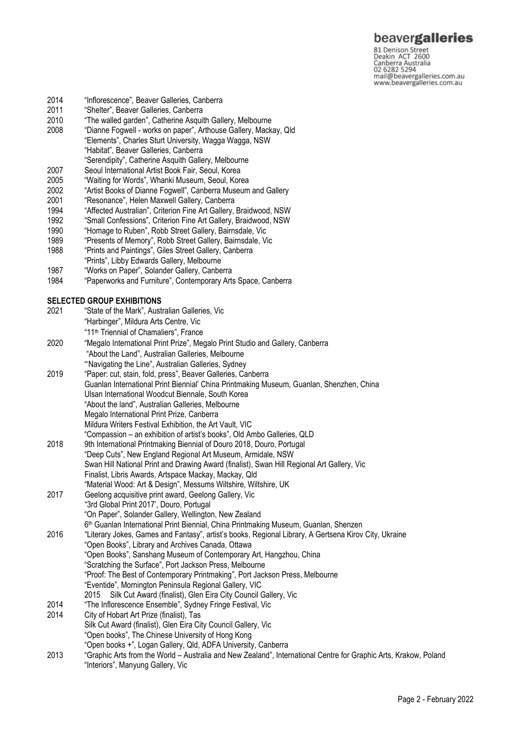2014 "Inflorescence", Beaver Galleries, Canberra
2011 "Shelter", Beaver Galleries, Canberra
2010 "The walled garden", Catherine Asquith Gallery, Melbourne
2008 "Dianne Fogwell - works on paper", Arthouse Gallery, Mackay, Qld
"Elements", Charles Sturt University, Wagga Wagga, NSW
"Habitat", Beaver Galleries, Canberra
"Serendipity", Catherine Asquith Gallery, Melbourne
2007 Seoul International Artist Book Fair, Seoul, Korea
2005 "Waiting for Words", Whanki Museum, Seoul, Korea
2002 "Artist Books of Dianne Fogwell", Canberra Museum and Gallery
2001 "Resonance", Helen Maxwell Gallery, Canberra
1994 "Affected Australian", Criterion Fine Art Gallery, Braidwood, NSW
1992 "Small Confessions", Criterion Fine Art Gallery, Braidwood, NSW
1990 "Homage to Ruben", Robb Street Gallery, Bairnsdale, Vic
1989 "Presents of Memory", Robb Street Gallery, Bairnsdale, Vic
1988 "Prints and Paintings", Giles Street Gallery, Canberra
"Prints", Libby Edwards Gallery, Melbourne
1987 "Works on Paper", Solander Gallery, Canberra
1984 "Paperworks and Furniture", Contemporary Arts Space, Canberra

**SELECTED GROUP EXHIBITIONS**

2021 "State of the Mark", Australian Galleries, Vic
"Harbinger", Mildura Arts Centre, Vic
"11th Triennial of Chamaliers", France
2020 "Megalo International Print Prize", Megalo Print Studio and Gallery, Canberra
"About the Land", Australian Galleries, Melbourne
"'Navigating the Line", Australian Galleries, Sydney
2019 "Paper: cut, stain, fold, press", Beaver Galleries, Canberra
Guanlan International Print Biennial' China Printmaking Museum, Guanlan, Shenzhen, China
Ulsan International Woodcut Biennale, South Korea
"About the land", Australian Galleries, Melbourne
Megalo International Print Prize, Canberra
Mildura Writers Festival Exhibition, the Art Vault, VIC
"Compassion – an exhibition of artist's books", Old Ambo Galleries, QLD
2018 9th International Printmaking Biennial of Douro 2018, Douro, Portugal
"Deep Cuts", New England Regional Art Museum, Armidale, NSW
Swan Hill National Print and Drawing Award (finalist), Swan Hill Regional Art Gallery, Vic
Finalist, Libris Awards, Artspace Mackay, Mackay, Qld
"Material Wood: Art & Design", Messums Wiltshire, Wiltshire, UK
2017 Geelong acquisitive print award, Geelong Gallery, Vic
"3rd Global Print 2017', Douro, Portugal
"On Paper", Solander Gallery, Wellington, New Zealand
6th Guanlan International Print Biennial, China Printmaking Museum, Guanlan, Shenzen
2016 "Literary Jokes, Games and Fantasy", artist's books, Regional Library, A Gertsena Kirov City, Ukraine
"Open Books", Library and Archives Canada, Ottawa
"Open Books", Sanshang Museum of Contemporary Art, Hangzhou, China
"Scratching the Surface", Port Jackson Press, Melbourne
"Proof: The Best of Contemporary Printmaking", Port Jackson Press, Melbourne
"Eventide", Mornington Peninsula Regional Gallery, VIC
2015 Silk Cut Award (finalist), Glen Eira City Council Gallery, Vic
2014 "The Inflorescence Ensemble", Sydney Fringe Festival, Vic
2014 City of Hobart Art Prize (finalist), Tas
Silk Cut Award (finalist), Glen Eira City Council Gallery, Vic
"Open books", The Chinese University of Hong Kong
"Open books +", Logan Gallery, Qld, ADFA University, Canberra
2013 "Graphic Arts from the World – Australia and New Zealand", International Centre for Graphic Arts, Krakow, Poland
"Interiors", Manyung Gallery, Vic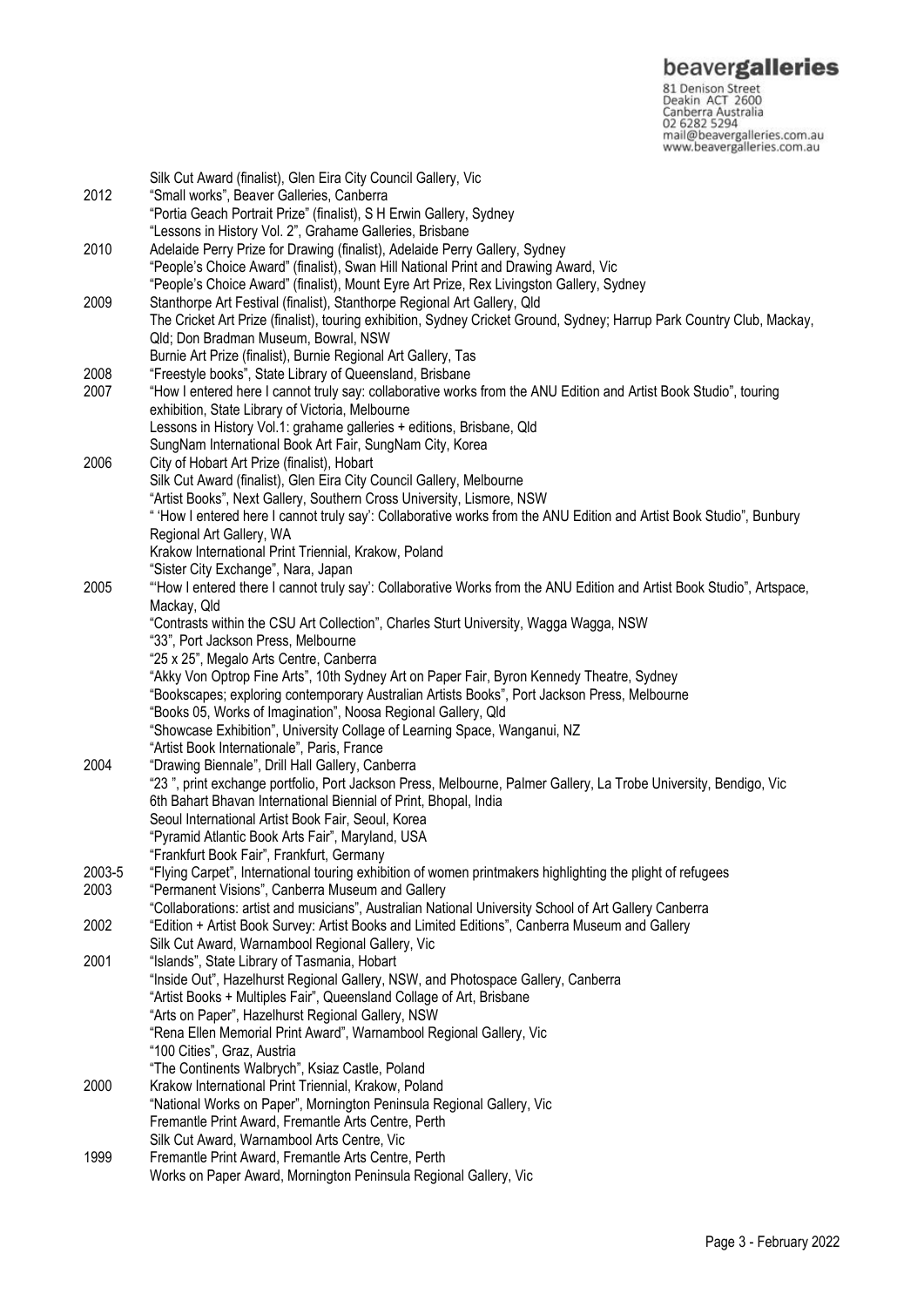| | |
|---|---|
| | Silk Cut Award (finalist), Glen Eira City Council Gallery, Vic |
| 2012 | "Small works", Beaver Galleries, Canberra |
| | "Portia Geach Portrait Prize" (finalist), S H Erwin Gallery, Sydney |
| | "Lessons in History Vol. 2", Grahame Galleries, Brisbane |
| 2010 | Adelaide Perry Prize for Drawing (finalist), Adelaide Perry Gallery, Sydney |
| | "People's Choice Award" (finalist), Swan Hill National Print and Drawing Award, Vic |
| | "People's Choice Award" (finalist), Mount Eyre Art Prize, Rex Livingston Gallery, Sydney |
| 2009 | Stanthorpe Art Festival (finalist), Stanthorpe Regional Art Gallery, Qld |
| | The Cricket Art Prize (finalist), touring exhibition, Sydney Cricket Ground, Sydney; Harrup Park Country Club, Mackay, Qld; Don Bradman Museum, Bowral, NSW |
| | Burnie Art Prize (finalist), Burnie Regional Art Gallery, Tas |
| 2008 | "Freestyle books", State Library of Queensland, Brisbane |
| 2007 | "How I entered here I cannot truly say: collaborative works from the ANU Edition and Artist Book Studio", touring exhibition, State Library of Victoria, Melbourne |
| | Lessons in History Vol.1: grahame galleries + editions, Brisbane, Qld |
| | SungNam International Book Art Fair, SungNam City, Korea |
| 2006 | City of Hobart Art Prize (finalist), Hobart |
| | Silk Cut Award (finalist), Glen Eira City Council Gallery, Melbourne |
| | "Artist Books", Next Gallery, Southern Cross University, Lismore, NSW |
| | " 'How I entered here I cannot truly say': Collaborative works from the ANU Edition and Artist Book Studio", Bunbury Regional Art Gallery, WA |
| | Krakow International Print Triennial, Krakow, Poland |
| | "Sister City Exchange", Nara, Japan |
| 2005 | "'How I entered there I cannot truly say': Collaborative Works from the ANU Edition and Artist Book Studio", Artspace, Mackay, Qld |
| | "Contrasts within the CSU Art Collection", Charles Sturt University, Wagga Wagga, NSW |
| | "33", Port Jackson Press, Melbourne |
| | "25 x 25", Megalo Arts Centre, Canberra |
| | "Akky Von Optrop Fine Arts", 10th Sydney Art on Paper Fair, Byron Kennedy Theatre, Sydney |
| | "Bookscapes; exploring contemporary Australian Artists Books", Port Jackson Press, Melbourne |
| | "Books 05, Works of Imagination", Noosa Regional Gallery, Qld |
| | "Showcase Exhibition", University Collage of Learning Space, Wanganui, NZ |
| | "Artist Book Internationale", Paris, France |
| 2004 | "Drawing Biennale", Drill Hall Gallery, Canberra |
| | "23 ", print exchange portfolio, Port Jackson Press, Melbourne, Palmer Gallery, La Trobe University, Bendigo, Vic |
| | 6th Bahart Bhavan International Biennial of Print, Bhopal, India |
| | Seoul International Artist Book Fair, Seoul, Korea |
| | "Pyramid Atlantic Book Arts Fair", Maryland, USA |
| | "Frankfurt Book Fair", Frankfurt, Germany |
| 2003-5 | "Flying Carpet", International touring exhibition of women printmakers highlighting the plight of refugees |
| 2003 | "Permanent Visions", Canberra Museum and Gallery |
| | "Collaborations: artist and musicians", Australian National University School of Art Gallery Canberra |
| 2002 | "Edition + Artist Book Survey: Artist Books and Limited Editions", Canberra Museum and Gallery |
| | Silk Cut Award, Warnambool Regional Gallery, Vic |
| 2001 | "Islands", State Library of Tasmania, Hobart |
| | "Inside Out", Hazelhurst Regional Gallery, NSW, and Photospace Gallery, Canberra |
| | "Artist Books + Multiples Fair", Queensland Collage of Art, Brisbane |
| | "Arts on Paper", Hazelhurst Regional Gallery, NSW |
| | "Rena Ellen Memorial Print Award", Warnambool Regional Gallery, Vic |
| | "100 Cities", Graz, Austria |
| | "The Continents Walbrych", Ksiaz Castle, Poland |
| 2000 | Krakow International Print Triennial, Krakow, Poland |
| | "National Works on Paper", Mornington Peninsula Regional Gallery, Vic |
| | Fremantle Print Award, Fremantle Arts Centre, Perth |
| | Silk Cut Award, Warnambool Arts Centre, Vic |
| 1999 | Fremantle Print Award, Fremantle Arts Centre, Perth |
| | Works on Paper Award, Mornington Peninsula Regional Gallery, Vic |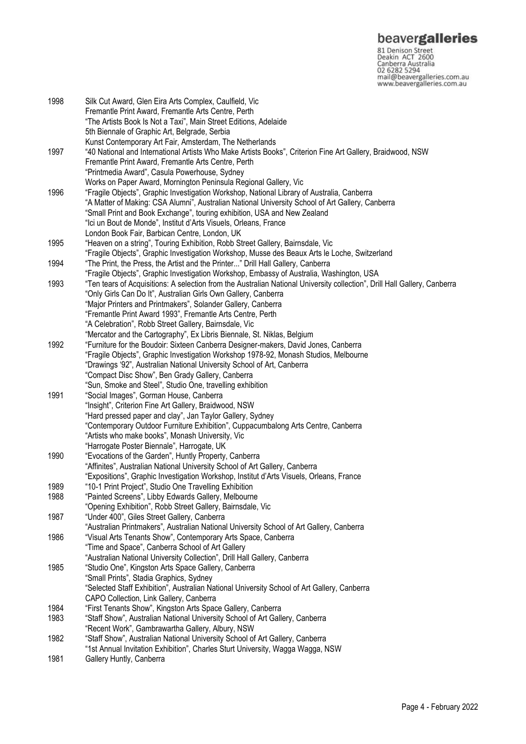1998 Silk Cut Award, Glen Eira Arts Complex, Caulfield, Vic
Fremantle Print Award, Fremantle Arts Centre, Perth
"The Artists Book Is Not a Taxi", Main Street Editions, Adelaide
5th Biennale of Graphic Art, Belgrade, Serbia
Kunst Contemporary Art Fair, Amsterdam, The Netherlands

1997 "40 National and International Artists Who Make Artists Books", Criterion Fine Art Gallery, Braidwood, NSW
Fremantle Print Award, Fremantle Arts Centre, Perth
"Printmedia Award", Casula Powerhouse, Sydney
Works on Paper Award, Mornington Peninsula Regional Gallery, Vic

1996 "Fragile Objects", Graphic Investigation Workshop, National Library of Australia, Canberra
"A Matter of Making: CSA Alumni", Australian National University School of Art Gallery, Canberra
"Small Print and Book Exchange", touring exhibition, USA and New Zealand
"Ici un Bout de Monde", Institut d'Arts Visuels, Orleans, France
London Book Fair, Barbican Centre, London, UK

1995 "Heaven on a string", Touring Exhibition, Robb Street Gallery, Bairnsdale, Vic
"Fragile Objects", Graphic Investigation Workshop, Musse des Beaux Arts le Loche, Switzerland

1994 "The Print, the Press, the Artist and the Printer..." Drill Hall Gallery, Canberra
"Fragile Objects", Graphic Investigation Workshop, Embassy of Australia, Washington, USA

1993 "Ten tears of Acquisitions: A selection from the Australian National University collection", Drill Hall Gallery, Canberra
"Only Girls Can Do It", Australian Girls Own Gallery, Canberra
"Major Printers and Printmakers", Solander Gallery, Canberra
"Fremantle Print Award 1993", Fremantle Arts Centre, Perth
"A Celebration", Robb Street Gallery, Bairnsdale, Vic
"Mercator and the Cartography", Ex Libris Biennale, St. Niklas, Belgium

1992 "Furniture for the Boudoir: Sixteen Canberra Designer-makers, David Jones, Canberra
"Fragile Objects", Graphic Investigation Workshop 1978-92, Monash Studios, Melbourne
"Drawings '92", Australian National University School of Art, Canberra
"Compact Disc Show", Ben Grady Gallery, Canberra
"Sun, Smoke and Steel", Studio One, travelling exhibition

1991 "Social Images", Gorman House, Canberra
"Insight", Criterion Fine Art Gallery, Braidwood, NSW
"Hard pressed paper and clay", Jan Taylor Gallery, Sydney
"Contemporary Outdoor Furniture Exhibition", Cuppacumbalong Arts Centre, Canberra
"Artists who make books", Monash University, Vic
"Harrogate Poster Biennale", Harrogate, UK

1990 "Evocations of the Garden", Huntly Property, Canberra
"Affinites", Australian National University School of Art Gallery, Canberra
"Expositions", Graphic Investigation Workshop, Institut d'Arts Visuels, Orleans, France

1989 "10-1 Print Project", Studio One Travelling Exhibition

1988 "Painted Screens", Libby Edwards Gallery, Melbourne
"Opening Exhibition", Robb Street Gallery, Bairnsdale, Vic

1987 "Under 400", Giles Street Gallery, Canberra
"Australian Printmakers", Australian National University School of Art Gallery, Canberra

1986 "Visual Arts Tenants Show", Contemporary Arts Space, Canberra
"Time and Space", Canberra School of Art Gallery
"Australian National University Collection", Drill Hall Gallery, Canberra

1985 "Studio One", Kingston Arts Space Gallery, Canberra
"Small Prints", Stadia Graphics, Sydney
"Selected Staff Exhibition", Australian National University School of Art Gallery, Canberra
CAPO Collection, Link Gallery, Canberra

1984 "First Tenants Show", Kingston Arts Space Gallery, Canberra

1983 "Staff Show", Australian National University School of Art Gallery, Canberra
"Recent Work", Gambrawartha Gallery, Albury, NSW

1982 "Staff Show", Australian National University School of Art Gallery, Canberra
"1st Annual Invitation Exhibition", Charles Sturt University, Wagga Wagga, NSW

1981 Gallery Huntly, Canberra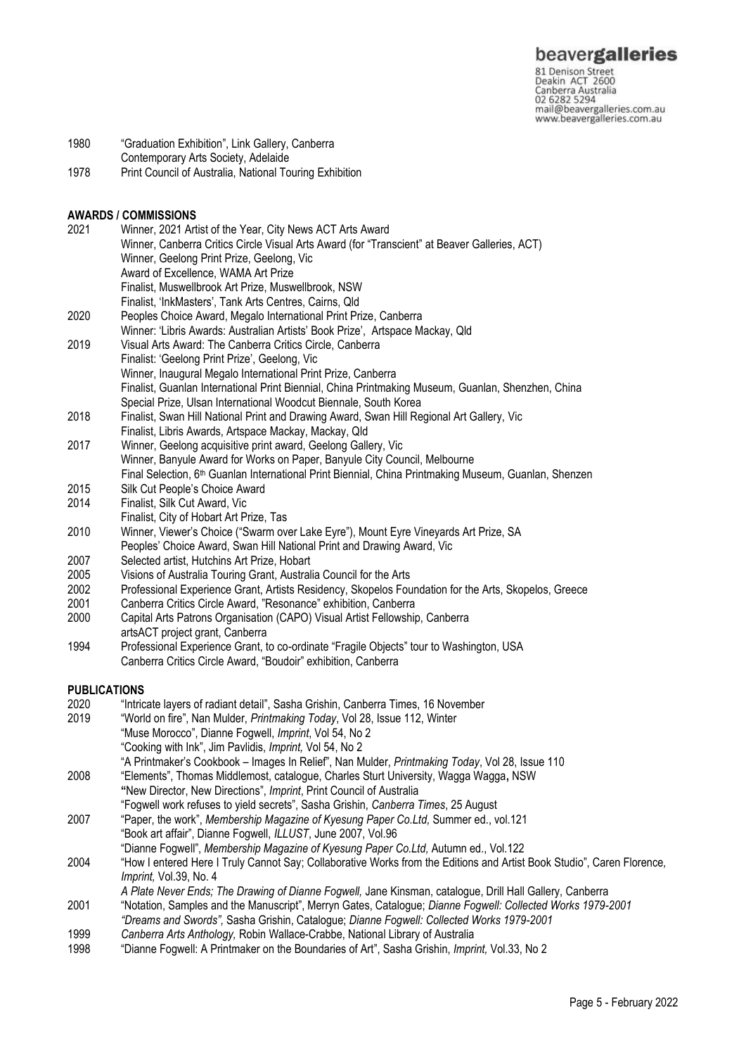1980 "Graduation Exhibition", Link Gallery, Canberra
Contemporary Arts Society, Adelaide
1978 Print Council of Australia, National Touring Exhibition

## AWARDS / COMMISSIONS

2021 Winner, 2021 Artist of the Year, City News ACT Arts Award
Winner, Canberra Critics Circle Visual Arts Award (for "Transcient" at Beaver Galleries, ACT)
Winner, Geelong Print Prize, Geelong, Vic
Award of Excellence, WAMA Art Prize
Finalist, Muswellbrook Art Prize, Muswellbrook, NSW
Finalist, 'InkMasters', Tank Arts Centres, Cairns, Qld
2020 Peoples Choice Award, Megalo International Print Prize, Canberra
Winner: 'Libris Awards: Australian Artists' Book Prize', Artspace Mackay, Qld
2019 Visual Arts Award: The Canberra Critics Circle, Canberra
Finalist: 'Geelong Print Prize', Geelong, Vic
Winner, Inaugural Megalo International Print Prize, Canberra
Finalist, Guanlan International Print Biennial, China Printmaking Museum, Guanlan, Shenzhen, China
Special Prize, Ulsan International Woodcut Biennale, South Korea
2018 Finalist, Swan Hill National Print and Drawing Award, Swan Hill Regional Art Gallery, Vic
Finalist, Libris Awards, Artspace Mackay, Mackay, Qld
2017 Winner, Geelong acquisitive print award, Geelong Gallery, Vic
Winner, Banyule Award for Works on Paper, Banyule City Council, Melbourne
Final Selection, 6th Guanlan International Print Biennial, China Printmaking Museum, Guanlan, Shenzen
2015 Silk Cut People's Choice Award
2014 Finalist, Silk Cut Award, Vic
Finalist, City of Hobart Art Prize, Tas
2010 Winner, Viewer's Choice ("Swarm over Lake Eyre"), Mount Eyre Vineyards Art Prize, SA
Peoples' Choice Award, Swan Hill National Print and Drawing Award, Vic
2007 Selected artist, Hutchins Art Prize, Hobart
2005 Visions of Australia Touring Grant, Australia Council for the Arts
2002 Professional Experience Grant, Artists Residency, Skopelos Foundation for the Arts, Skopelos, Greece
2001 Canberra Critics Circle Award, "Resonance" exhibition, Canberra
2000 Capital Arts Patrons Organisation (CAPO) Visual Artist Fellowship, Canberra
artsACT project grant, Canberra
1994 Professional Experience Grant, to co-ordinate "Fragile Objects" tour to Washington, USA
Canberra Critics Circle Award, "Boudoir" exhibition, Canberra

## PUBLICATIONS

2020 "Intricate layers of radiant detail", Sasha Grishin, Canberra Times, 16 November
2019 "World on fire", Nan Mulder, *Printmaking Today*, Vol 28, Issue 112, Winter
"Muse Morocco", Dianne Fogwell, *Imprint*, Vol 54, No 2
"Cooking with Ink", Jim Pavlidis, *Imprint,* Vol 54, No 2
"A Printmaker's Cookbook – Images In Relief", Nan Mulder, *Printmaking Today*, Vol 28, Issue 110
2008 "Elements", Thomas Middlemost, catalogue, Charles Sturt University, Wagga Wagga**,** NSW
**"**New Director, New Directions", *Imprint*, Print Council of Australia
"Fogwell work refuses to yield secrets", Sasha Grishin, *Canberra Times*, 25 August
2007 "Paper, the work", *Membership Magazine of Kyesung Paper Co.Ltd,* Summer ed., vol.121
"Book art affair", Dianne Fogwell, *ILLUST*, June 2007, Vol.96
"Dianne Fogwell", *Membership Magazine of Kyesung Paper Co.Ltd,* Autumn ed., Vol.122
2004 "How I entered Here I Truly Cannot Say; Collaborative Works from the Editions and Artist Book Studio", Caren Florence, *Imprint,* Vol.39, No. 4
*A Plate Never Ends; The Drawing of Dianne Fogwell,* Jane Kinsman, catalogue, Drill Hall Gallery, Canberra
2001 "Notation, Samples and the Manuscript", Merryn Gates, Catalogue; *Dianne Fogwell: Collected Works 1979-2001*
*"Dreams and Swords",* Sasha Grishin, Catalogue; *Dianne Fogwell: Collected Works 1979-2001*
1999 *Canberra Arts Anthology,* Robin Wallace-Crabbe, National Library of Australia
1998 "Dianne Fogwell: A Printmaker on the Boundaries of Art", Sasha Grishin, *Imprint,* Vol.33, No 2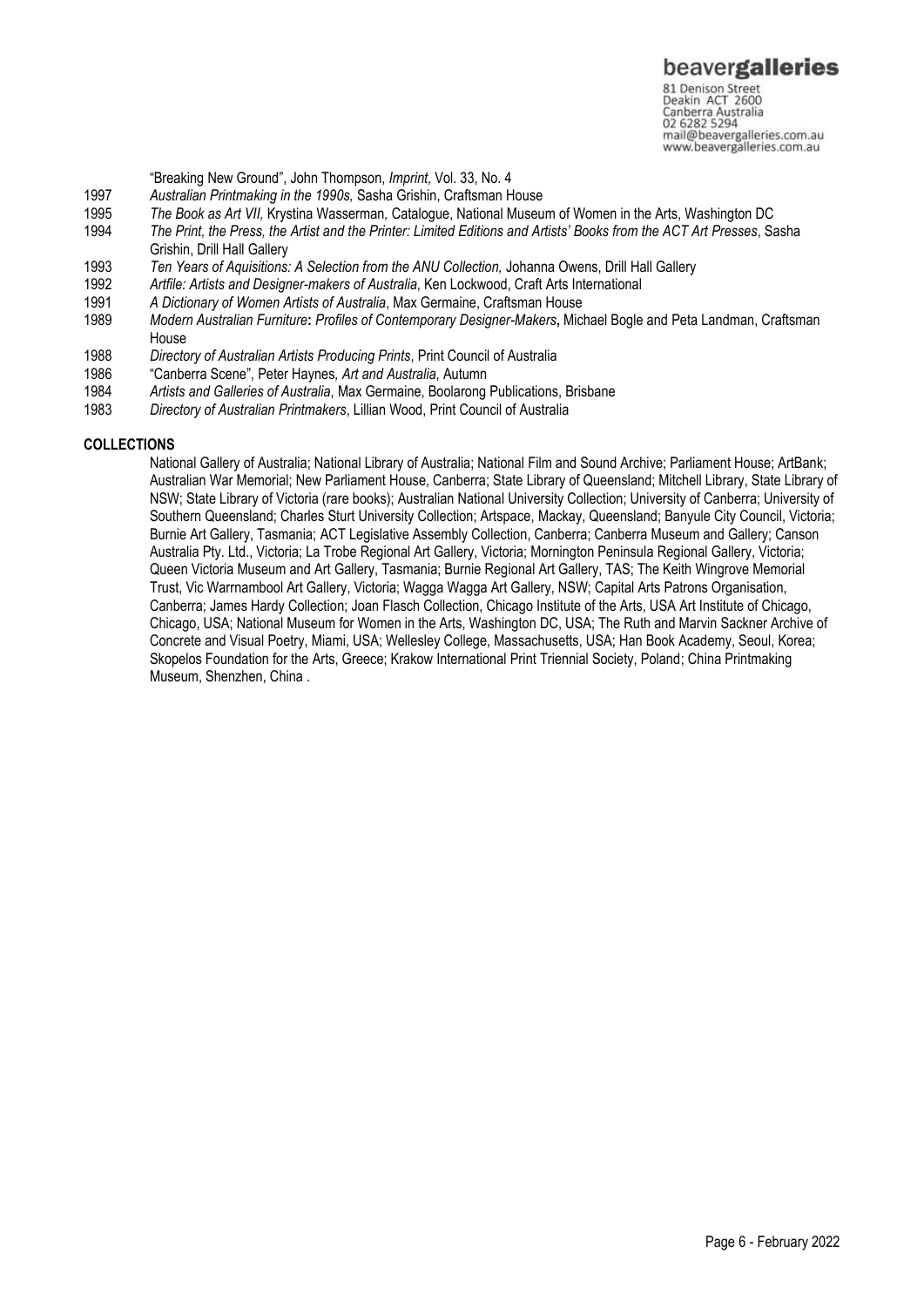"Breaking New Ground", John Thompson, *Imprint,* Vol. 33, No. 4

1997 *Australian Printmaking in the 1990s,* Sasha Grishin, Craftsman House

1995 *The Book as Art VII,* Krystina Wasserman*,* Catalogue, National Museum of Women in the Arts, Washington DC

1994 *The Print, the Press, the Artist and the Printer: Limited Editions and Artists' Books from the ACT Art Presses*, Sasha Grishin, Drill Hall Gallery

1993 *Ten Years of Aquisitions: A Selection from the ANU Collection,* Johanna Owens, Drill Hall Gallery

1992 *Artfile: Artists and Designer-makers of Australia*, Ken Lockwood, Craft Arts International

1991 *A Dictionary of Women Artists of Australia*, Max Germaine, Craftsman House

1989 *Modern Australian Furniture***:** *Profiles of Contemporary Designer-Makers***,** Michael Bogle and Peta Landman, Craftsman House

1988 *Directory of Australian Artists Producing Prints*, Print Council of Australia

1986 "Canberra Scene", Peter Haynes*, Art and Australia*, Autumn

1984 *Artists and Galleries of Australia*, Max Germaine, Boolarong Publications, Brisbane

1983 *Directory of Australian Printmakers*, Lillian Wood, Print Council of Australia

**COLLECTIONS**

National Gallery of Australia; National Library of Australia; National Film and Sound Archive; Parliament House; ArtBank; Australian War Memorial; New Parliament House, Canberra; State Library of Queensland; Mitchell Library, State Library of NSW; State Library of Victoria (rare books); Australian National University Collection; University of Canberra; University of Southern Queensland; Charles Sturt University Collection; Artspace, Mackay, Queensland; Banyule City Council, Victoria; Burnie Art Gallery, Tasmania; ACT Legislative Assembly Collection, Canberra; Canberra Museum and Gallery; Canson Australia Pty. Ltd., Victoria; La Trobe Regional Art Gallery, Victoria; Mornington Peninsula Regional Gallery, Victoria; Queen Victoria Museum and Art Gallery, Tasmania; Burnie Regional Art Gallery, TAS; The Keith Wingrove Memorial Trust, Vic Warrnambool Art Gallery, Victoria; Wagga Wagga Art Gallery, NSW; Capital Arts Patrons Organisation, Canberra; James Hardy Collection; Joan Flasch Collection, Chicago Institute of the Arts, USA Art Institute of Chicago, Chicago, USA; National Museum for Women in the Arts, Washington DC, USA; The Ruth and Marvin Sackner Archive of Concrete and Visual Poetry, Miami, USA; Wellesley College, Massachusetts, USA; Han Book Academy, Seoul, Korea; Skopelos Foundation for the Arts, Greece; Krakow International Print Triennial Society, Poland; China Printmaking Museum, Shenzhen, China .